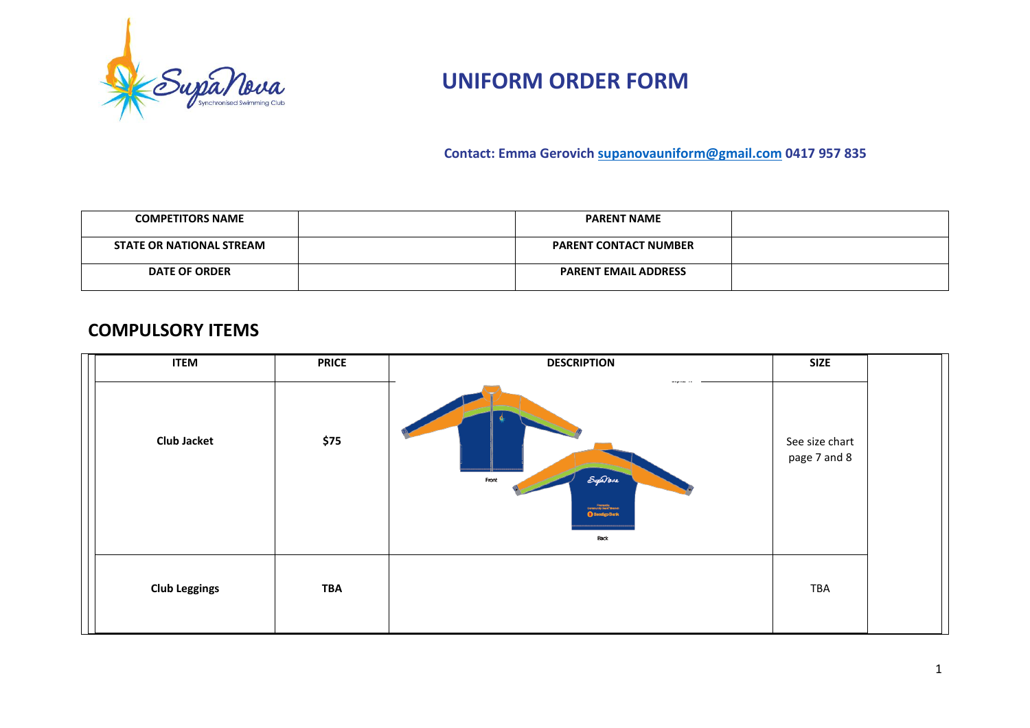# UNIFORM ORDER FORM

**Contact: Emma Gerovich [supanovauniform@gmail.com](mailto:supanovauniform@gmail.com) 0417 957 835**

| COMPETITORS NAME | | PARENT NAME | |
|---|---|---|---|
| STATE OR NATIONAL STREAM | | PARENT CONTACT NUMBER | |
| DATE OF ORDER | | PARENT EMAIL ADDRESS | |

## COMPULSORY ITEMS

| ITEM | PRICE | DESCRIPTION | SIZE | |
|---|---|---|---|---|
| **Club Jacket** | **$75** | Front / Back | See size chart page 7 and 8 | |
| **Club Leggings** | **TBA** | | TBA | |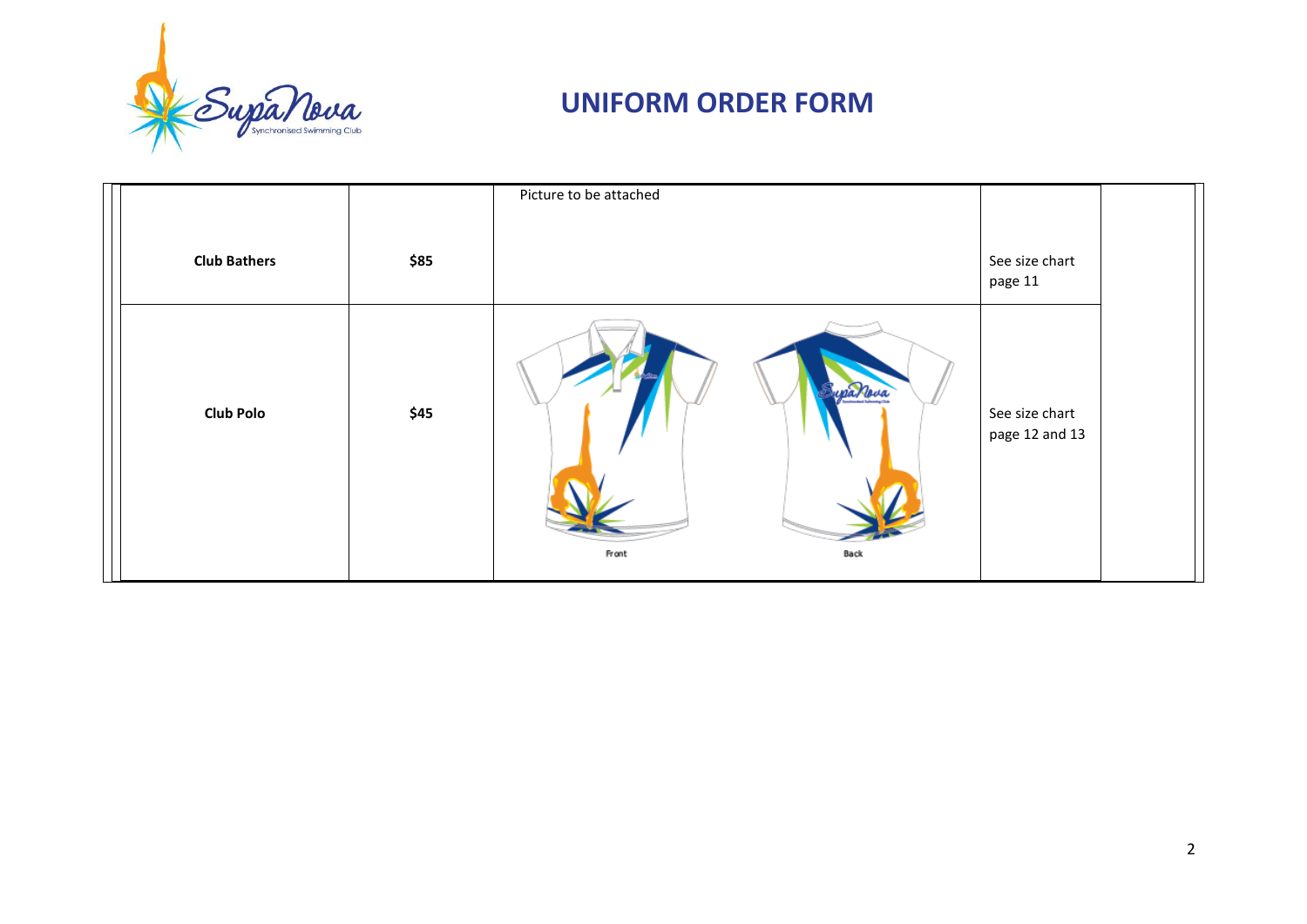# UNIFORM ORDER FORM

| | | | | |
|---|---|---|---|---|
| **Club Bathers** | **$85** | Picture to be attached | See size chart page 11 | |
| **Club Polo** | **$45** | Front Back | See size chart page 12 and 13 | |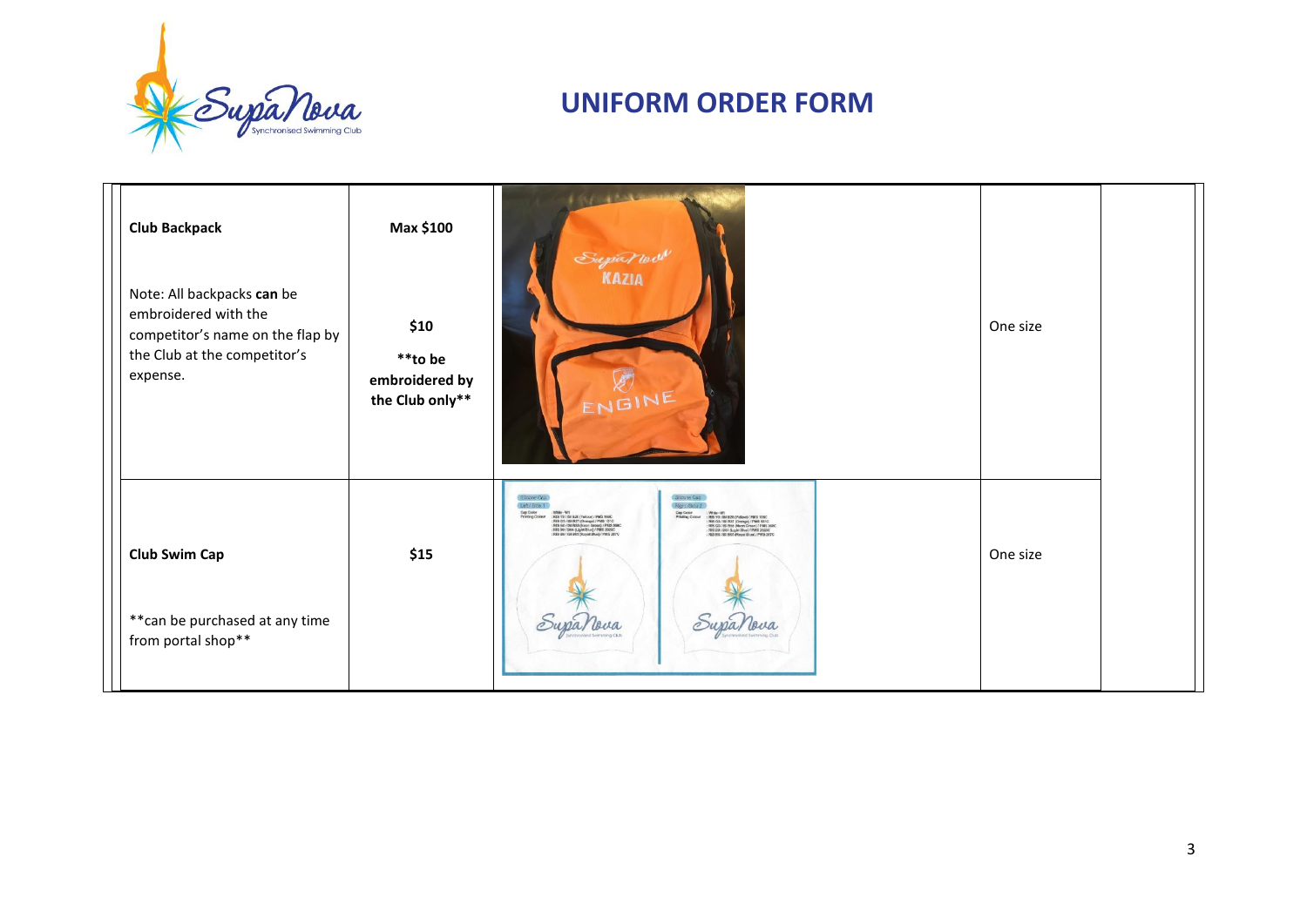# UNIFORM ORDER FORM

| | | | | |
|---|---|---|---|---|
| **Club Backpack**<br><br>Note: All backpacks **can** be embroidered with the competitor's name on the flap by the Club at the competitor's expense. | **Max $100**<br><br>**$10**<br>**\*\*to be embroidered by the Club only\*\*** | | One size | |
| **Club Swim Cap**<br><br>\*\*can be purchased at any time from portal shop\*\* | **$15** | | One size | |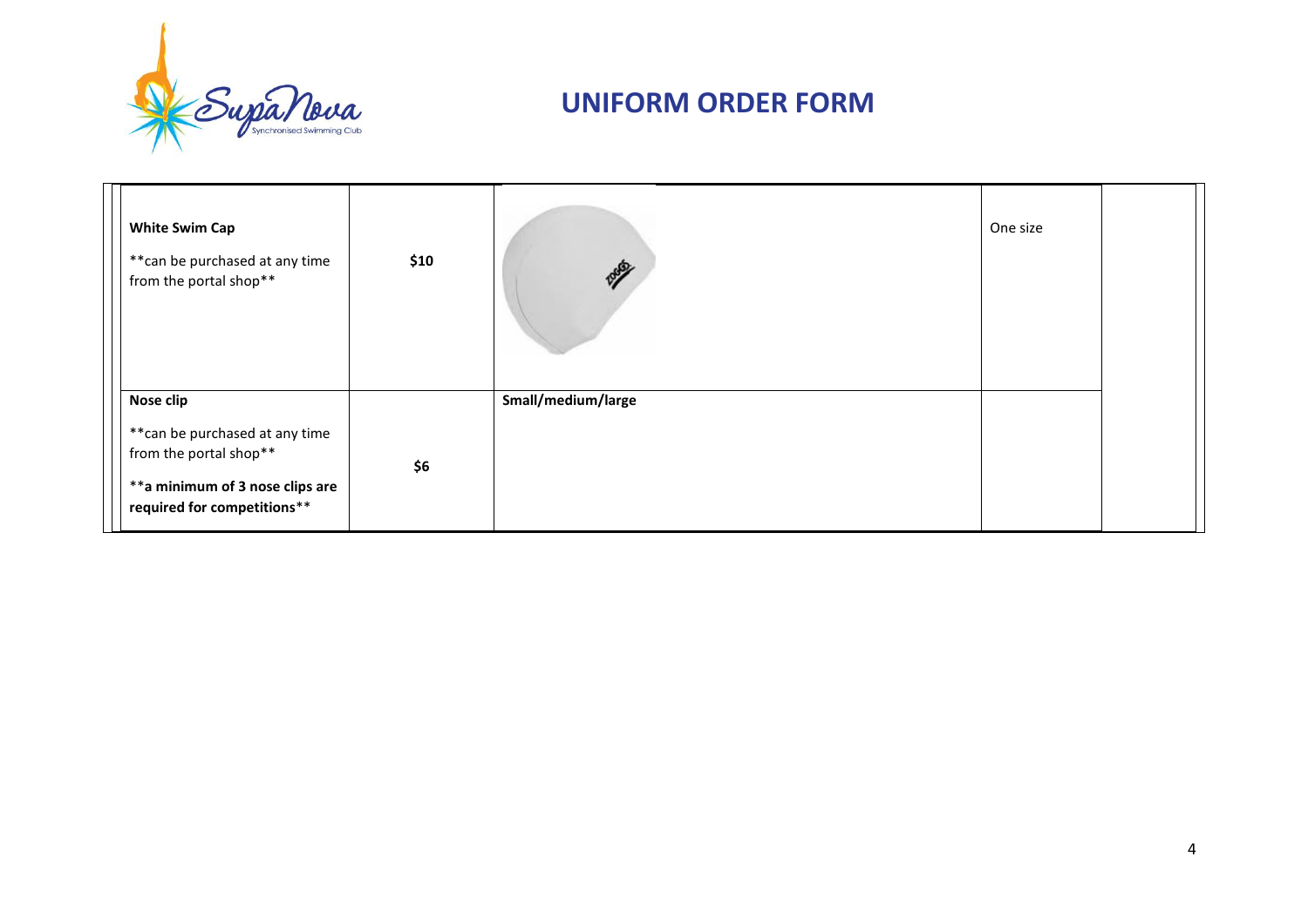# UNIFORM ORDER FORM

| | | | | |
|---|---|---|---|---|
| **White Swim Cap**<br><br>**can be purchased at any time from the portal shop** | **$10** | | One size | |
| **Nose clip**<br><br>**can be purchased at any time from the portal shop**<br><br>****a minimum of 3 nose clips are required for competitions**** | **$6** | **Small/medium/large** | | |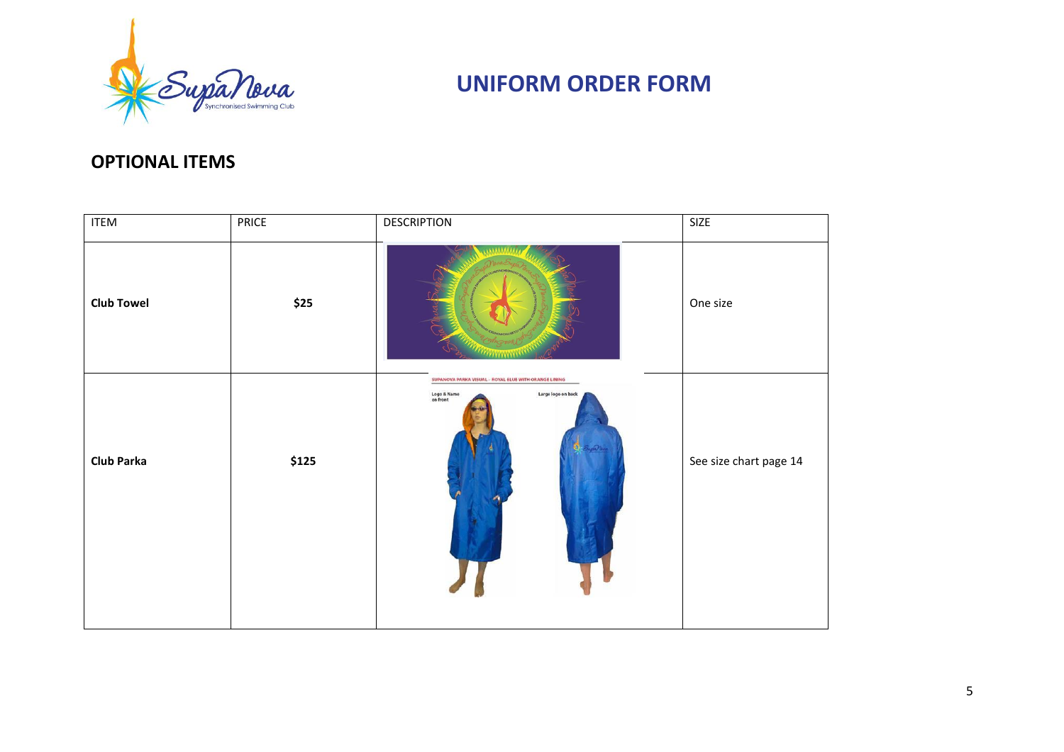# UNIFORM ORDER FORM

## OPTIONAL ITEMS

| ITEM | PRICE | DESCRIPTION | SIZE |
|---|---|---|---|
| **Club Towel** | **$25** | | One size |
| **Club Parka** | **$125** | SUPANOVA PARKA VISUAL – ROYAL BLUE WITH ORANGE LINING<br>Logo & Name on front<br>Large logo on back | See size chart page 14 |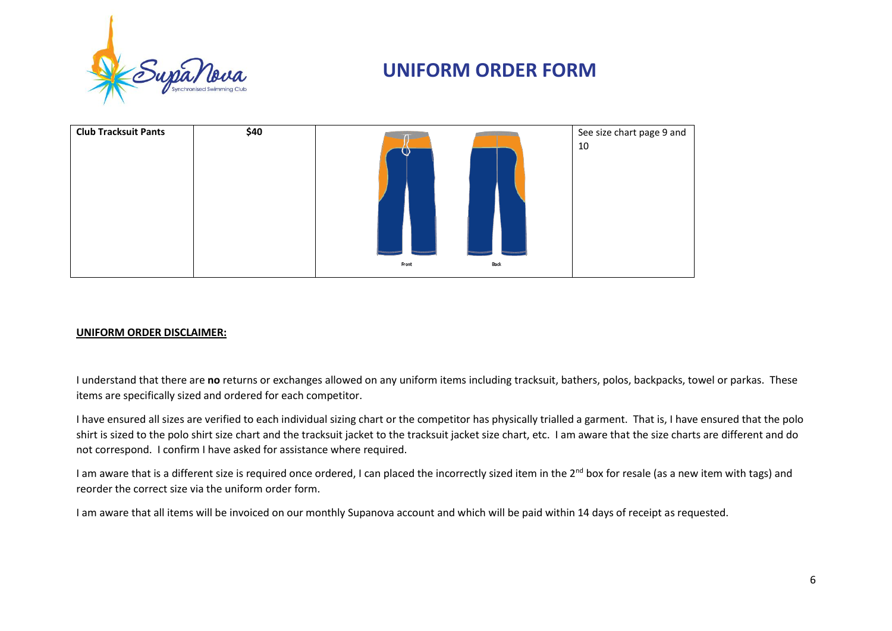# UNIFORM ORDER FORM

| Club Tracksuit Pants | $40 | Front Back | See size chart page 9 and 10 |
|---|---|---|---|

**UNIFORM ORDER DISCLAIMER:**

I understand that there are **no** returns or exchanges allowed on any uniform items including tracksuit, bathers, polos, backpacks, towel or parkas. These items are specifically sized and ordered for each competitor.

I have ensured all sizes are verified to each individual sizing chart or the competitor has physically trialled a garment. That is, I have ensured that the polo shirt is sized to the polo shirt size chart and the tracksuit jacket to the tracksuit jacket size chart, etc. I am aware that the size charts are different and do not correspond. I confirm I have asked for assistance where required.

I am aware that is a different size is required once ordered, I can placed the incorrectly sized item in the 2nd box for resale (as a new item with tags) and reorder the correct size via the uniform order form.

I am aware that all items will be invoiced on our monthly Supanova account and which will be paid within 14 days of receipt as requested.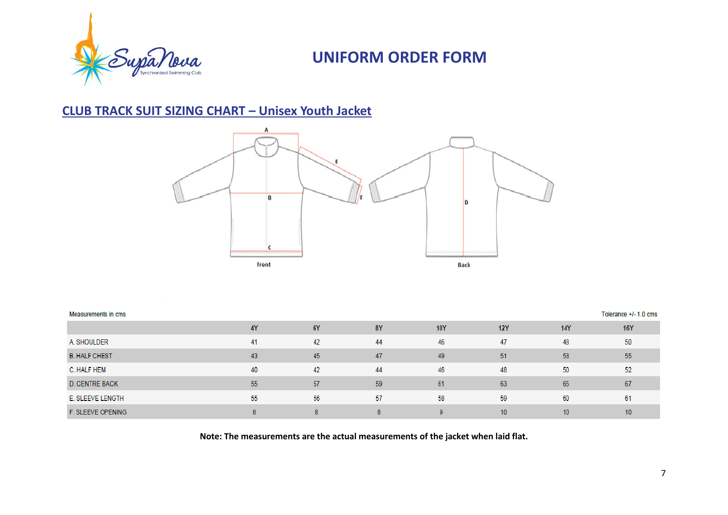# UNIFORM ORDER FORM

## CLUB TRACK SUIT SIZING CHART – Unisex Youth Jacket

Measurements in cms

Tolerance +/- 1.0 cms

| | 4Y | 6Y | 8Y | 10Y | 12Y | 14Y | 16Y |
|---|---|---|---|---|---|---|---|
| A. SHOULDER | 41 | 42 | 44 | 46 | 47 | 48 | 50 |
| B. HALF CHEST | 43 | 45 | 47 | 49 | 51 | 53 | 55 |
| C. HALF HEM | 40 | 42 | 44 | 46 | 48 | 50 | 52 |
| D. CENTRE BACK | 55 | 57 | 59 | 61 | 63 | 65 | 67 |
| E. SLEEVE LENGTH | 55 | 56 | 57 | 58 | 59 | 60 | 61 |
| F. SLEEVE OPENING | 8 | 8 | 8 | 9 | 10 | 10 | 10 |

**Note: The measurements are the actual measurements of the jacket when laid flat.**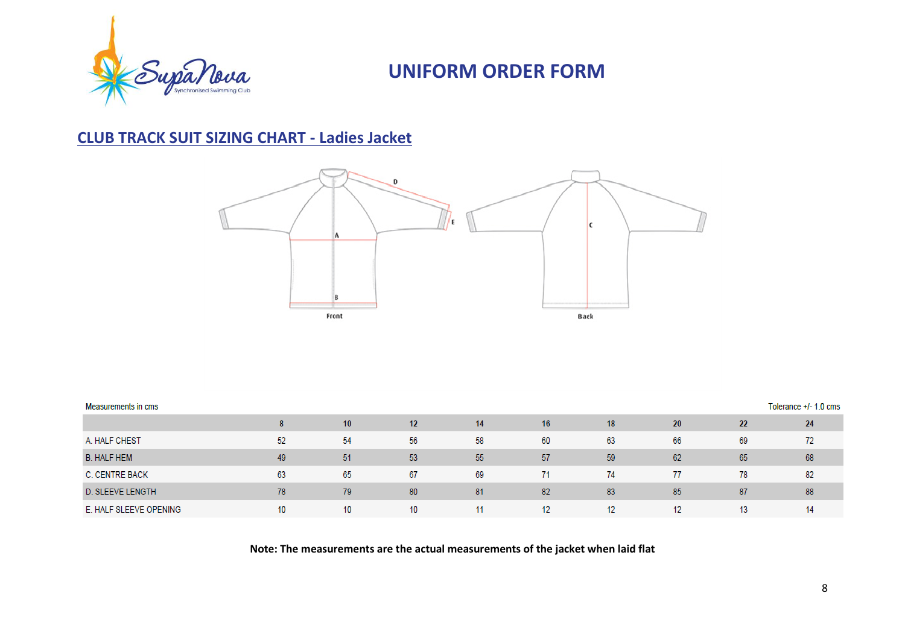# UNIFORM ORDER FORM

## CLUB TRACK SUIT SIZING CHART - Ladies Jacket

Measurements in cms

Tolerance +/- 1.0 cms

| | 8 | 10 | 12 | 14 | 16 | 18 | 20 | 22 | 24 |
|---|---|---|---|---|---|---|---|---|---|
| A. HALF CHEST | 52 | 54 | 56 | 58 | 60 | 63 | 66 | 69 | 72 |
| B. HALF HEM | 49 | 51 | 53 | 55 | 57 | 59 | 62 | 65 | 68 |
| C. CENTRE BACK | 63 | 65 | 67 | 69 | 71 | 74 | 77 | 78 | 82 |
| D. SLEEVE LENGTH | 78 | 79 | 80 | 81 | 82 | 83 | 85 | 87 | 88 |
| E. HALF SLEEVE OPENING | 10 | 10 | 10 | 11 | 12 | 12 | 12 | 13 | 14 |

**Note: The measurements are the actual measurements of the jacket when laid flat**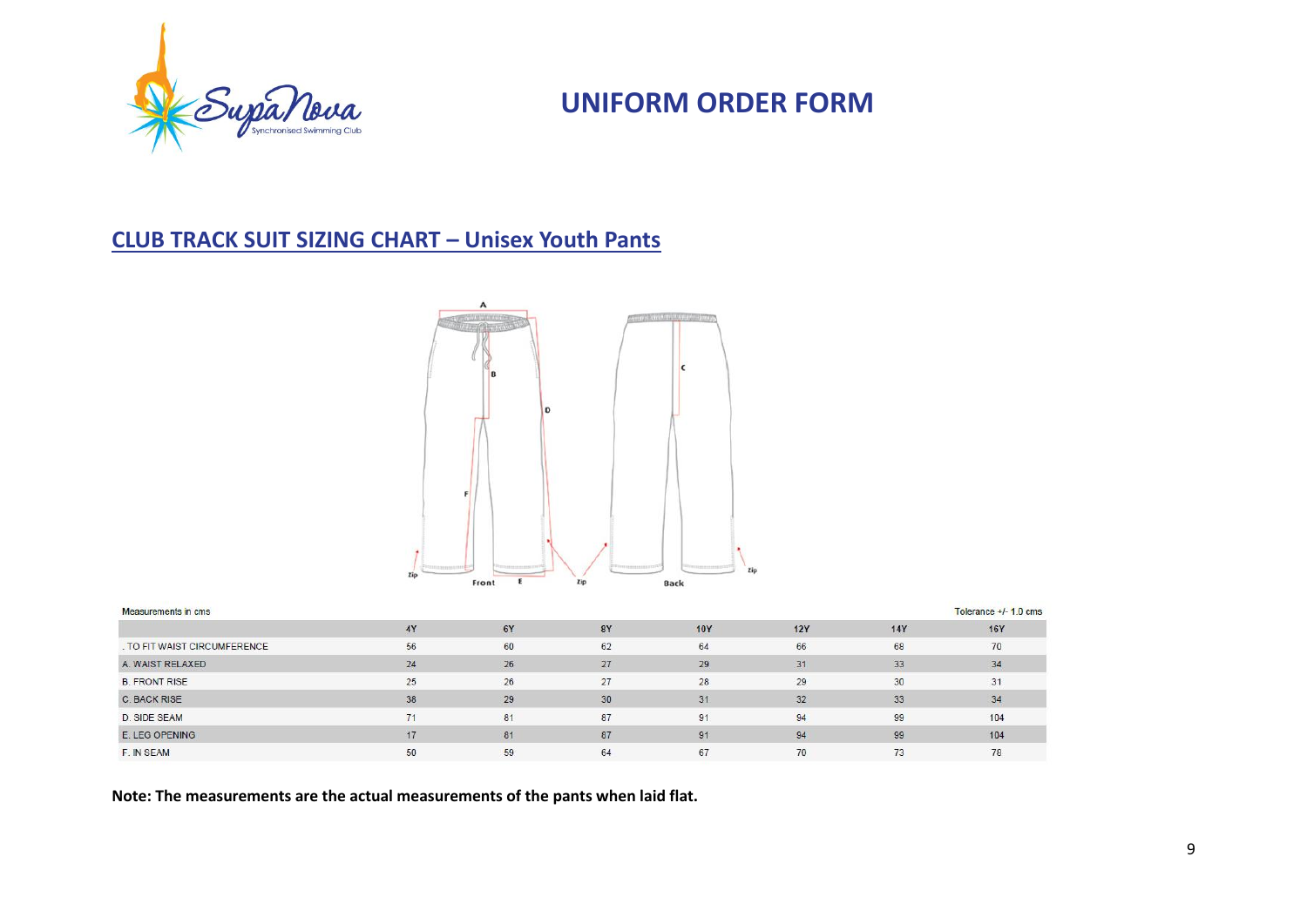## UNIFORM ORDER FORM

### CLUB TRACK SUIT SIZING CHART – Unisex Youth Pants

Measurements in cms

Tolerance +/- 1.0 cms

| | 4Y | 6Y | 8Y | 10Y | 12Y | 14Y | 16Y |
|---|---|---|---|---|---|---|---|
| . TO FIT WAIST CIRCUMFERENCE | 56 | 60 | 62 | 64 | 66 | 68 | 70 |
| A. WAIST RELAXED | 24 | 26 | 27 | 29 | 31 | 33 | 34 |
| B. FRONT RISE | 25 | 26 | 27 | 28 | 29 | 30 | 31 |
| C. BACK RISE | 38 | 29 | 30 | 31 | 32 | 33 | 34 |
| D. SIDE SEAM | 71 | 81 | 87 | 91 | 94 | 99 | 104 |
| E. LEG OPENING | 17 | 81 | 87 | 91 | 94 | 99 | 104 |
| F. IN SEAM | 50 | 59 | 64 | 67 | 70 | 73 | 78 |

**Note: The measurements are the actual measurements of the pants when laid flat.**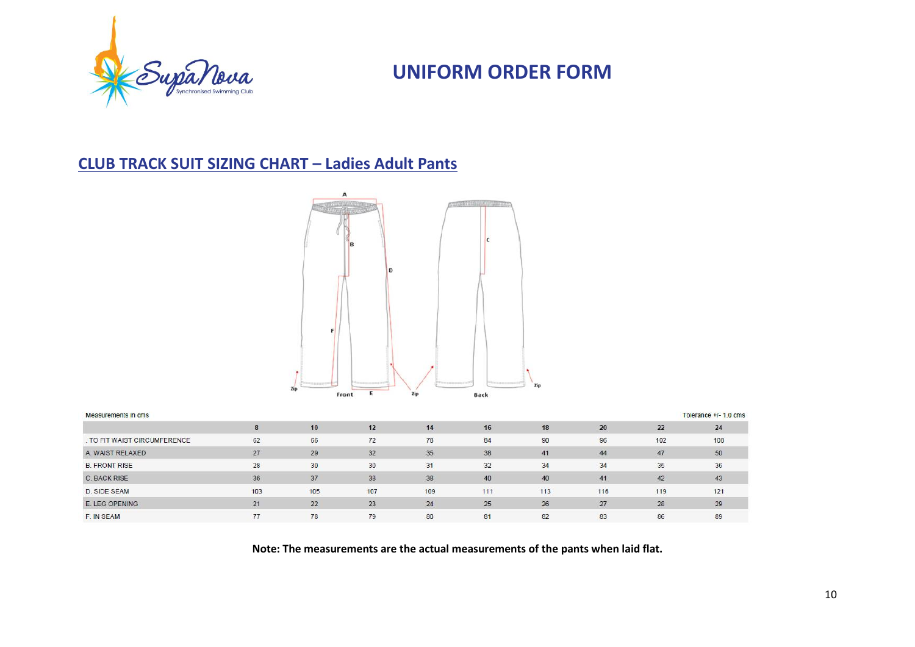# UNIFORM ORDER FORM

## CLUB TRACK SUIT SIZING CHART – Ladies Adult Pants

Measurements in cms

Tolerance +/- 1.0 cms

| | 8 | 10 | 12 | 14 | 16 | 18 | 20 | 22 | 24 |
|---|---|---|---|---|---|---|---|---|---|
| . TO FIT WAIST CIRCUMFERENCE | 62 | 66 | 72 | 78 | 84 | 90 | 96 | 102 | 108 |
| A. WAIST RELAXED | 27 | 29 | 32 | 35 | 38 | 41 | 44 | 47 | 50 |
| B. FRONT RISE | 28 | 30 | 30 | 31 | 32 | 34 | 34 | 35 | 36 |
| C. BACK RISE | 36 | 37 | 38 | 38 | 40 | 40 | 41 | 42 | 43 |
| D. SIDE SEAM | 103 | 105 | 107 | 109 | 111 | 113 | 116 | 119 | 121 |
| E. LEG OPENING | 21 | 22 | 23 | 24 | 25 | 26 | 27 | 28 | 29 |
| F. IN SEAM | 77 | 78 | 79 | 80 | 81 | 82 | 83 | 86 | 89 |

**Note: The measurements are the actual measurements of the pants when laid flat.**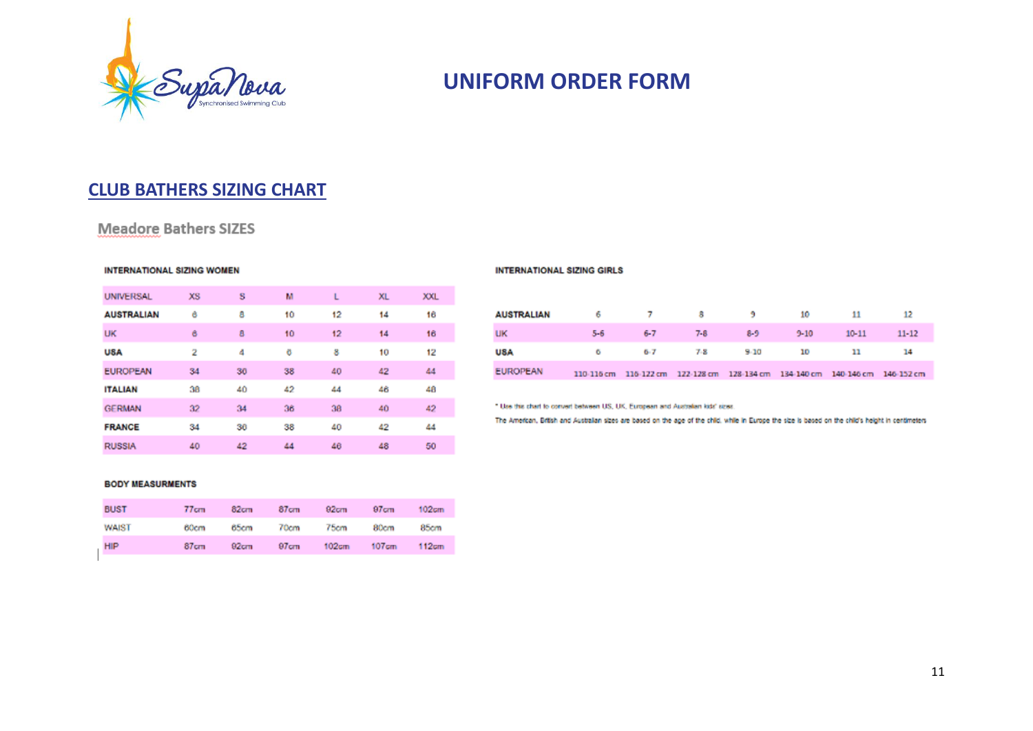# UNIFORM ORDER FORM

## CLUB BATHERS SIZING CHART

### Meadore Bathers SIZES

**INTERNATIONAL SIZING WOMEN**

| UNIVERSAL | XS | S | M | L | XL | XXL |
|---|---|---|---|---|---|---|
| **AUSTRALIAN** | 6 | 8 | 10 | 12 | 14 | 16 |
| UK | 6 | 8 | 10 | 12 | 14 | 16 |
| **USA** | 2 | 4 | 6 | 8 | 10 | 12 |
| EUROPEAN | 34 | 36 | 38 | 40 | 42 | 44 |
| **ITALIAN** | 38 | 40 | 42 | 44 | 46 | 48 |
| GERMAN | 32 | 34 | 36 | 38 | 40 | 42 |
| **FRANCE** | 34 | 36 | 38 | 40 | 42 | 44 |
| RUSSIA | 40 | 42 | 44 | 46 | 48 | 50 |

**BODY MEASURMENTS**

| BUST | 77cm | 82cm | 87cm | 92cm | 97cm | 102cm |
|---|---|---|---|---|---|---|
| WAIST | 60cm | 65cm | 70cm | 75cm | 80cm | 85cm |
| HIP | 87cm | 92cm | 97cm | 102cm | 107cm | 112cm |

**INTERNATIONAL SIZING GIRLS**

| **AUSTRALIAN** | 6 | 7 | 8 | 9 | 10 | 11 | 12 |
|---|---|---|---|---|---|---|---|
| UK | 5-6 | 6-7 | 7-8 | 8-9 | 9-10 | 10-11 | 11-12 |
| **USA** | 6 | 6-7 | 7-8 | 9-10 | 10 | 11 | 14 |
| EUROPEAN | 110-116 cm | 116-122 cm | 122-128 cm | 128-134 cm | 134-140 cm | 140-146 cm | 146-152 cm |

* Use the chart to convert between US, UK, European and Australian kids' sizes.

The American, British and Australian sizes are based on the age of the child, while in Europe the size is based on the child's height in centimeters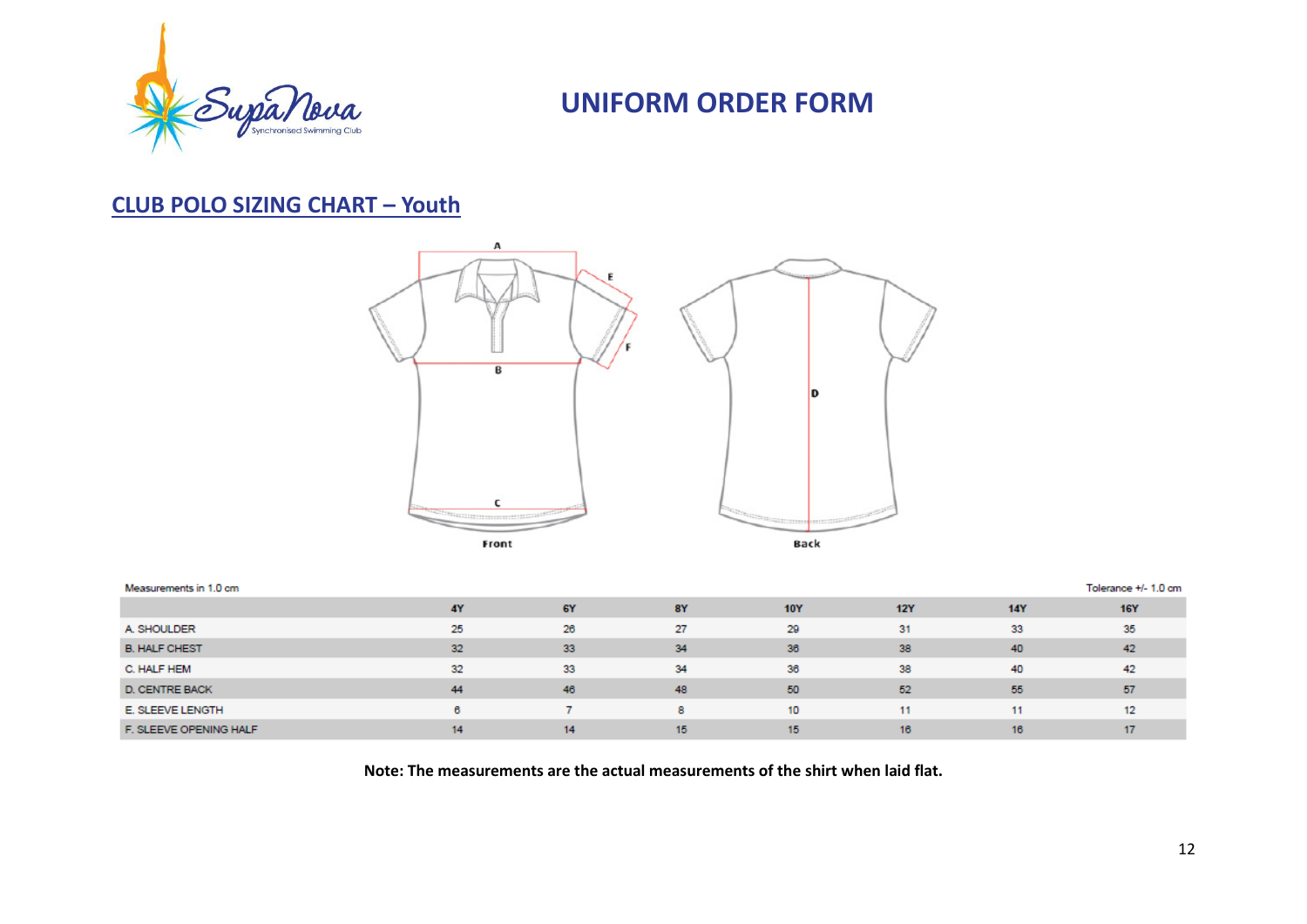# UNIFORM ORDER FORM

## CLUB POLO SIZING CHART – Youth

Measurements in 1.0 cm

Tolerance +/- 1.0 cm

| | 4Y | 6Y | 8Y | 10Y | 12Y | 14Y | 16Y |
|---|---|---|---|---|---|---|---|
| A. SHOULDER | 25 | 26 | 27 | 29 | 31 | 33 | 35 |
| B. HALF CHEST | 32 | 33 | 34 | 36 | 38 | 40 | 42 |
| C. HALF HEM | 32 | 33 | 34 | 36 | 38 | 40 | 42 |
| D. CENTRE BACK | 44 | 46 | 48 | 50 | 52 | 55 | 57 |
| E. SLEEVE LENGTH | 6 | 7 | 8 | 10 | 11 | 11 | 12 |
| F. SLEEVE OPENING HALF | 14 | 14 | 15 | 15 | 16 | 16 | 17 |

**Note: The measurements are the actual measurements of the shirt when laid flat.**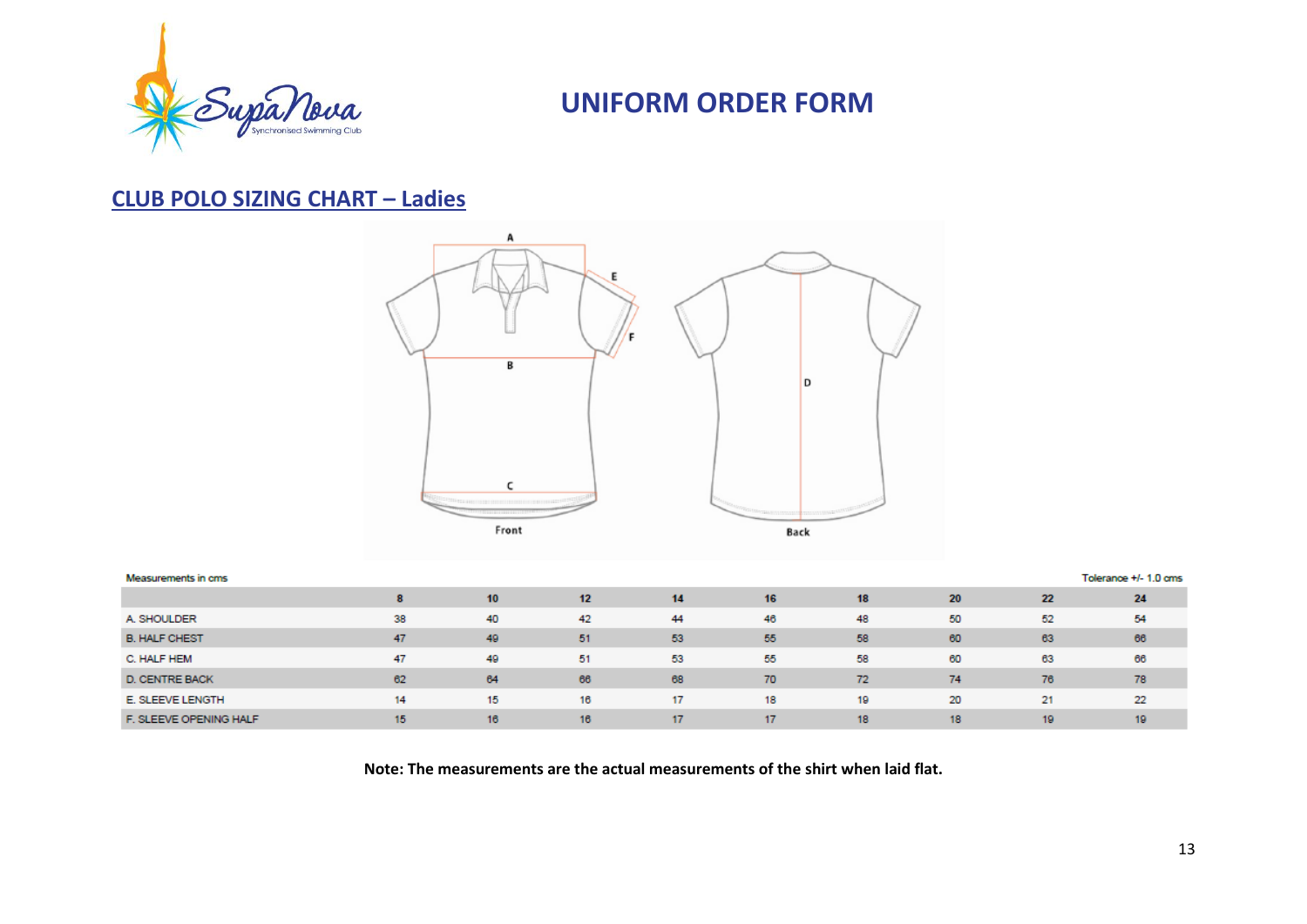# UNIFORM ORDER FORM

## CLUB POLO SIZING CHART – Ladies

Measurements in cms

Tolerance +/- 1.0 cms

| | 8 | 10 | 12 | 14 | 16 | 18 | 20 | 22 | 24 |
|---|---|---|---|---|---|---|---|---|---|
| A. SHOULDER | 38 | 40 | 42 | 44 | 46 | 48 | 50 | 52 | 54 |
| B. HALF CHEST | 47 | 49 | 51 | 53 | 55 | 58 | 60 | 63 | 66 |
| C. HALF HEM | 47 | 49 | 51 | 53 | 55 | 58 | 60 | 63 | 66 |
| D. CENTRE BACK | 62 | 64 | 66 | 68 | 70 | 72 | 74 | 76 | 78 |
| E. SLEEVE LENGTH | 14 | 15 | 16 | 17 | 18 | 19 | 20 | 21 | 22 |
| F. SLEEVE OPENING HALF | 15 | 16 | 16 | 17 | 17 | 18 | 18 | 19 | 19 |

**Note: The measurements are the actual measurements of the shirt when laid flat.**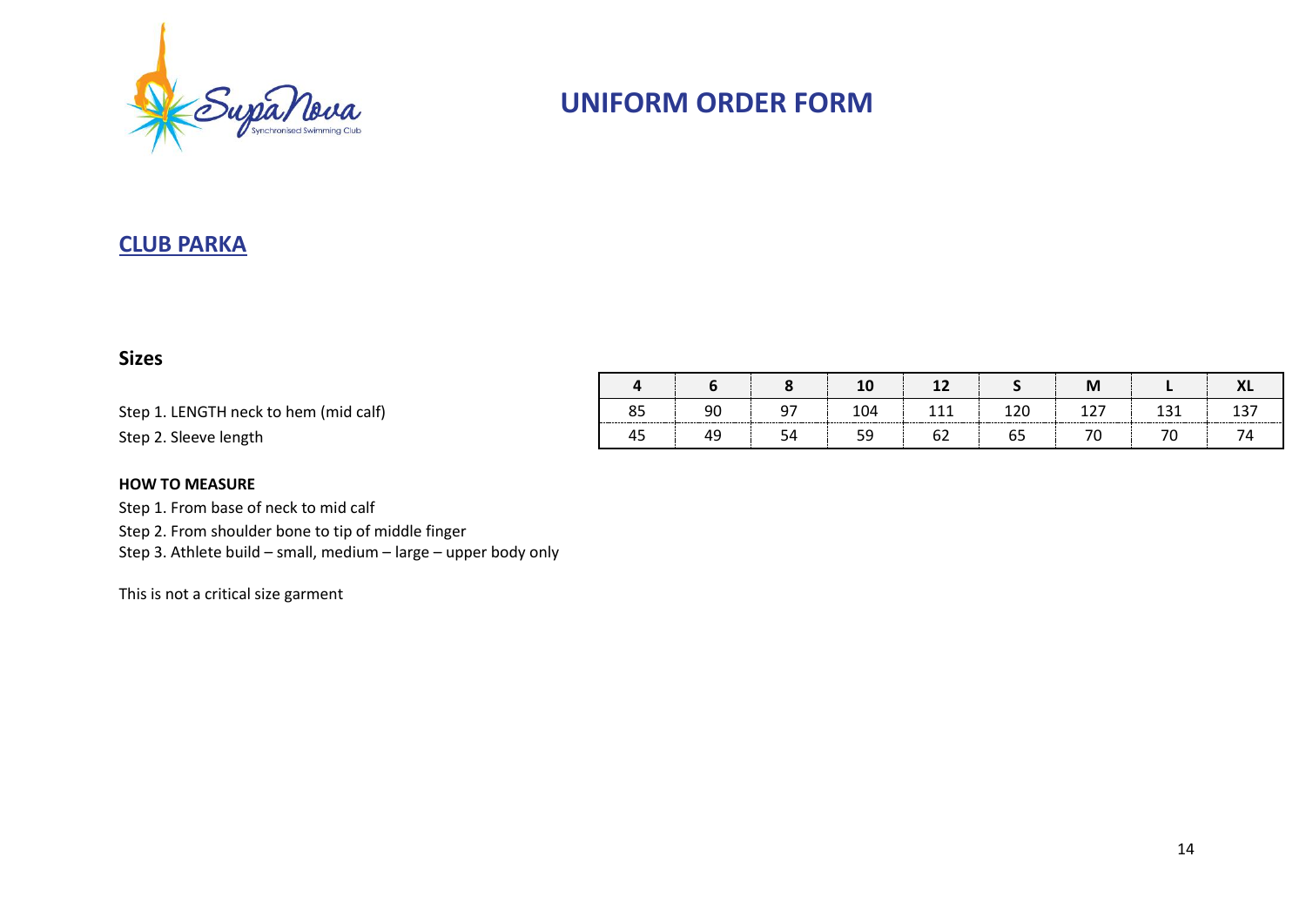# UNIFORM ORDER FORM

## CLUB PARKA

### Sizes

| | 4 | 6 | 8 | 10 | 12 | S | M | L | XL |
|---|---|---|---|---|---|---|---|---|---|
| Step 1. LENGTH neck to hem (mid calf) | 85 | 90 | 97 | 104 | 111 | 120 | 127 | 131 | 137 |
| Step 2. Sleeve length | 45 | 49 | 54 | 59 | 62 | 65 | 70 | 70 | 74 |

**HOW TO MEASURE**

Step 1. From base of neck to mid calf

Step 2. From shoulder bone to tip of middle finger

Step 3. Athlete build – small, medium – large – upper body only

This is not a critical size garment